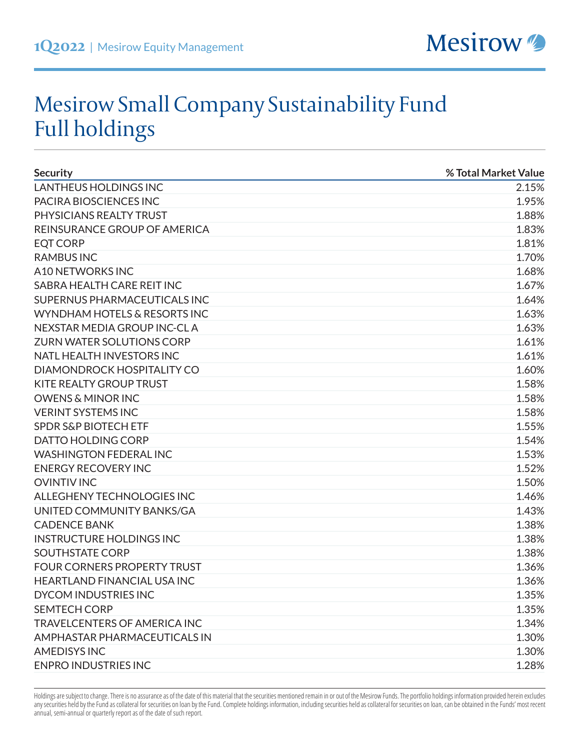1Q2022 | Mesirow Equity Management

# Mesirow Small Company Sustainability Fund Full holdings

| Security | % Total Market Value |
|---|---|
| LANTHEUS HOLDINGS INC | 2.15% |
| PACIRA BIOSCIENCES INC | 1.95% |
| PHYSICIANS REALTY TRUST | 1.88% |
| REINSURANCE GROUP OF AMERICA | 1.83% |
| EQT CORP | 1.81% |
| RAMBUS INC | 1.70% |
| A10 NETWORKS INC | 1.68% |
| SABRA HEALTH CARE REIT INC | 1.67% |
| SUPERNUS PHARMACEUTICALS INC | 1.64% |
| WYNDHAM HOTELS & RESORTS INC | 1.63% |
| NEXSTAR MEDIA GROUP INC-CL A | 1.63% |
| ZURN WATER SOLUTIONS CORP | 1.61% |
| NATL HEALTH INVESTORS INC | 1.61% |
| DIAMONDROCK HOSPITALITY CO | 1.60% |
| KITE REALTY GROUP TRUST | 1.58% |
| OWENS & MINOR INC | 1.58% |
| VERINT SYSTEMS INC | 1.58% |
| SPDR S&P BIOTECH ETF | 1.55% |
| DATTO HOLDING CORP | 1.54% |
| WASHINGTON FEDERAL INC | 1.53% |
| ENERGY RECOVERY INC | 1.52% |
| OVINTIV INC | 1.50% |
| ALLEGHENY TECHNOLOGIES INC | 1.46% |
| UNITED COMMUNITY BANKS/GA | 1.43% |
| CADENCE BANK | 1.38% |
| INSTRUCTURE HOLDINGS INC | 1.38% |
| SOUTHSTATE CORP | 1.38% |
| FOUR CORNERS PROPERTY TRUST | 1.36% |
| HEARTLAND FINANCIAL USA INC | 1.36% |
| DYCOM INDUSTRIES INC | 1.35% |
| SEMTECH CORP | 1.35% |
| TRAVELCENTERS OF AMERICA INC | 1.34% |
| AMPHASTAR PHARMACEUTICALS IN | 1.30% |
| AMEDISYS INC | 1.30% |
| ENPRO INDUSTRIES INC | 1.28% |

Holdings are subject to change. There is no assurance as of the date of this material that the securities mentioned remain in or out of the Mesirow Funds. The portfolio holdings information provided herein excludes any securities held by the Fund as collateral for securities on loan by the Fund. Complete holdings information, including securities held as collateral for securities on loan, can be obtained in the Funds' most recent annual, semi-annual or quarterly report as of the date of such report.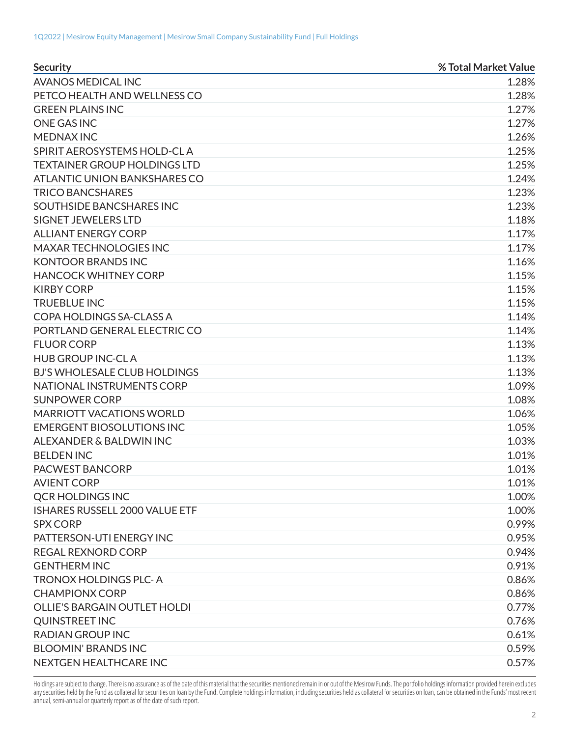| Security | % Total Market Value |
|---|---|
| AVANOS MEDICAL INC | 1.28% |
| PETCO HEALTH AND WELLNESS CO | 1.28% |
| GREEN PLAINS INC | 1.27% |
| ONE GAS INC | 1.27% |
| MEDNAX INC | 1.26% |
| SPIRIT AEROSYSTEMS HOLD-CL A | 1.25% |
| TEXTAINER GROUP HOLDINGS LTD | 1.25% |
| ATLANTIC UNION BANKSHARES CO | 1.24% |
| TRICO BANCSHARES | 1.23% |
| SOUTHSIDE BANCSHARES INC | 1.23% |
| SIGNET JEWELERS LTD | 1.18% |
| ALLIANT ENERGY CORP | 1.17% |
| MAXAR TECHNOLOGIES INC | 1.17% |
| KONTOOR BRANDS INC | 1.16% |
| HANCOCK WHITNEY CORP | 1.15% |
| KIRBY CORP | 1.15% |
| TRUEBLUE INC | 1.15% |
| COPA HOLDINGS SA-CLASS A | 1.14% |
| PORTLAND GENERAL ELECTRIC CO | 1.14% |
| FLUOR CORP | 1.13% |
| HUB GROUP INC-CL A | 1.13% |
| BJ'S WHOLESALE CLUB HOLDINGS | 1.13% |
| NATIONAL INSTRUMENTS CORP | 1.09% |
| SUNPOWER CORP | 1.08% |
| MARRIOTT VACATIONS WORLD | 1.06% |
| EMERGENT BIOSOLUTIONS INC | 1.05% |
| ALEXANDER & BALDWIN INC | 1.03% |
| BELDEN INC | 1.01% |
| PACWEST BANCORP | 1.01% |
| AVIENT CORP | 1.01% |
| QCR HOLDINGS INC | 1.00% |
| ISHARES RUSSELL 2000 VALUE ETF | 1.00% |
| SPX CORP | 0.99% |
| PATTERSON-UTI ENERGY INC | 0.95% |
| REGAL REXNORD CORP | 0.94% |
| GENTHERM INC | 0.91% |
| TRONOX HOLDINGS PLC- A | 0.86% |
| CHAMPIONX CORP | 0.86% |
| OLLIE'S BARGAIN OUTLET HOLDI | 0.77% |
| QUINSTREET INC | 0.76% |
| RADIAN GROUP INC | 0.61% |
| BLOOMIN' BRANDS INC | 0.59% |
| NEXTGEN HEALTHCARE INC | 0.57% |

Holdings are subject to change. There is no assurance as of the date of this material that the securities mentioned remain in or out of the Mesirow Funds. The portfolio holdings information provided herein excludes any securities held by the Fund as collateral for securities on loan by the Fund. Complete holdings information, including securities held as collateral for securities on loan, can be obtained in the Funds' most recent annual, semi-annual or quarterly report as of the date of such report.